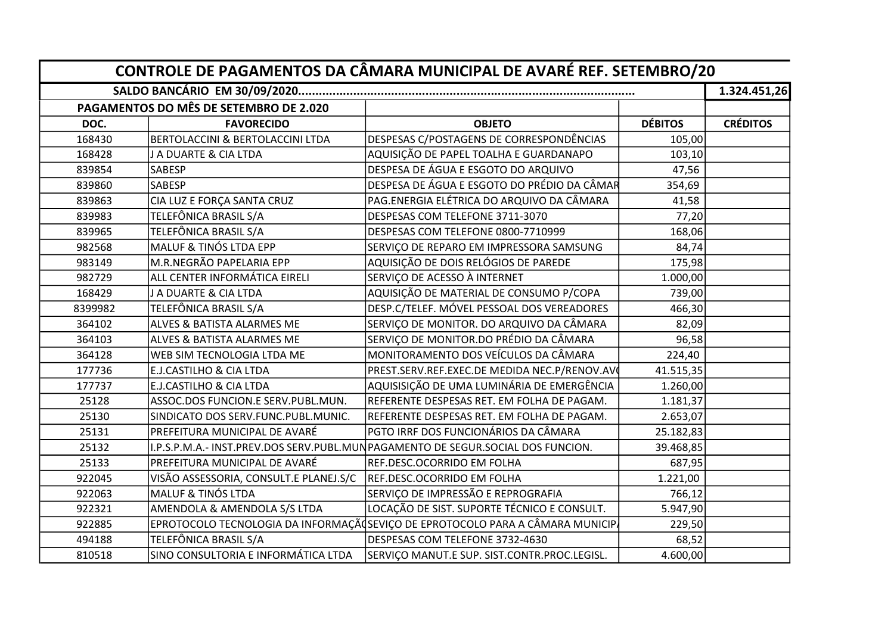# CONTROLE DE PAGAMENTOS DA CÂMARA MUNICIPAL DE AVARÉ REF. SETEMBRO/20

| SALDO BANCÁRIO EM 30/09/2020................................................................................................ | | | | 1.324.451,26 |
|---|---|---|---|---|
| **PAGAMENTOS DO MÊS DE SETEMBRO DE 2.020** | | | | |
| **DOC.** | **FAVORECIDO** | **OBJETO** | **DÉBITOS** | **CRÉDITOS** |
| 168430 | BERTOLACCINI & BERTOLACCINI LTDA | DESPESAS C/POSTAGENS DE CORRESPONDÊNCIAS | 105,00 | |
| 168428 | J A DUARTE & CIA LTDA | AQUISIÇÃO DE PAPEL TOALHA E GUARDANAPO | 103,10 | |
| 839854 | SABESP | DESPESA DE ÁGUA E ESGOTO DO ARQUIVO | 47,56 | |
| 839860 | SABESP | DESPESA DE ÁGUA E ESGOTO DO PRÉDIO DA CÂMAR | 354,69 | |
| 839863 | CIA LUZ E FORÇA SANTA CRUZ | PAG.ENERGIA ELÉTRICA DO ARQUIVO DA CÂMARA | 41,58 | |
| 839983 | TELEFÔNICA BRASIL S/A | DESPESAS COM TELEFONE 3711-3070 | 77,20 | |
| 839965 | TELEFÔNICA BRASIL S/A | DESPESAS COM TELEFONE 0800-7710999 | 168,06 | |
| 982568 | MALUF & TINÓS LTDA EPP | SERVIÇO DE REPARO EM IMPRESSORA SAMSUNG | 84,74 | |
| 983149 | M.R.NEGRÃO PAPELARIA EPP | AQUISIÇÃO DE DOIS RELÓGIOS DE PAREDE | 175,98 | |
| 982729 | ALL CENTER INFORMÁTICA EIRELI | SERVIÇO DE ACESSO À INTERNET | 1.000,00 | |
| 168429 | J A DUARTE & CIA LTDA | AQUISIÇÃO DE MATERIAL DE CONSUMO P/COPA | 739,00 | |
| 8399982 | TELEFÔNICA BRASIL S/A | DESP.C/TELEF. MÓVEL PESSOAL DOS VEREADORES | 466,30 | |
| 364102 | ALVES & BATISTA ALARMES ME | SERVIÇO DE MONITOR. DO ARQUIVO DA CÂMARA | 82,09 | |
| 364103 | ALVES & BATISTA ALARMES ME | SERVIÇO DE MONITOR.DO PRÉDIO DA CÂMARA | 96,58 | |
| 364128 | WEB SIM TECNOLOGIA LTDA ME | MONITORAMENTO DOS VEÍCULOS DA CÂMARA | 224,40 | |
| 177736 | E.J.CASTILHO & CIA LTDA | PREST.SERV.REF.EXEC.DE MEDIDA NEC.P/RENOV.AV( | 41.515,35 | |
| 177737 | E.J.CASTILHO & CIA LTDA | AQUISISIÇÃO DE UMA LUMINÁRIA DE EMERGÊNCIA | 1.260,00 | |
| 25128 | ASSOC.DOS FUNCION.E SERV.PUBL.MUN. | REFERENTE DESPESAS RET. EM FOLHA DE PAGAM. | 1.181,37 | |
| 25130 | SINDICATO DOS SERV.FUNC.PUBL.MUNIC. | REFERENTE DESPESAS RET. EM FOLHA DE PAGAM. | 2.653,07 | |
| 25131 | PREFEITURA MUNICIPAL DE AVARÉ | PGTO IRRF DOS FUNCIONÁRIOS DA CÂMARA | 25.182,83 | |
| 25132 | I.P.S.P.M.A.- INST.PREV.DOS SERV.PUBL.MUN | PAGAMENTO DE SEGUR.SOCIAL DOS FUNCION. | 39.468,85 | |
| 25133 | PREFEITURA MUNICIPAL DE AVARÉ | REF.DESC.OCORRIDO EM FOLHA | 687,95 | |
| 922045 | VISÃO ASSESSORIA, CONSULT.E PLANEJ.S/C | REF.DESC.OCORRIDO EM FOLHA | 1.221,00 | |
| 922063 | MALUF & TINÓS LTDA | SERVIÇO DE IMPRESSÃO E REPROGRAFIA | 766,12 | |
| 922321 | AMENDOLA & AMENDOLA S/S LTDA | LOCAÇÃO DE SIST. SUPORTE TÉCNICO E CONSULT. | 5.947,90 | |
| 922885 | EPROTOCOLO TECNOLOGIA DA INFORMAÇÃ( | SEVIÇO DE EPROTOCOLO PARA A CÂMARA MUNICIP/ | 229,50 | |
| 494188 | TELEFÔNICA BRASIL S/A | DESPESAS COM TELEFONE 3732-4630 | 68,52 | |
| 810518 | SINO CONSULTORIA E INFORMÁTICA LTDA | SERVIÇO MANUT.E SUP. SIST.CONTR.PROC.LEGISL. | 4.600,00 | |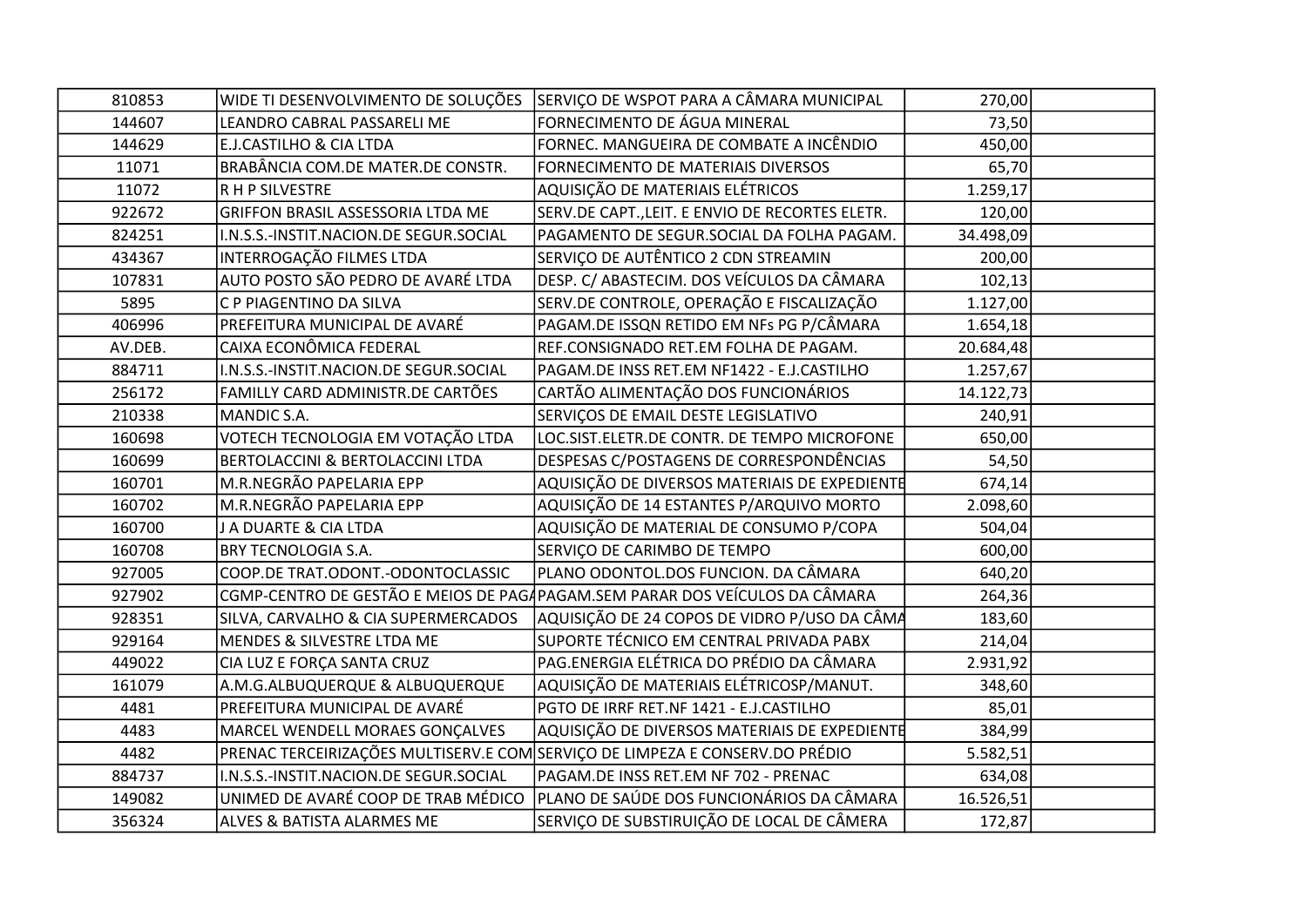| | | | | |
|---|---|---|---|---|
| 810853 | WIDE TI DESENVOLVIMENTO DE SOLUÇÕES | SERVIÇO DE WSPOT PARA A CÂMARA MUNICIPAL | 270,00 | |
| 144607 | LEANDRO CABRAL PASSARELI ME | FORNECIMENTO DE ÁGUA MINERAL | 73,50 | |
| 144629 | E.J.CASTILHO & CIA LTDA | FORNEC. MANGUEIRA DE COMBATE A INCÊNDIO | 450,00 | |
| 11071 | BRABÂNCIA COM.DE MATER.DE CONSTR. | FORNECIMENTO DE MATERIAIS DIVERSOS | 65,70 | |
| 11072 | R H P SILVESTRE | AQUISIÇÃO DE MATERIAIS ELÉTRICOS | 1.259,17 | |
| 922672 | GRIFFON BRASIL ASSESSORIA LTDA ME | SERV.DE CAPT.,LEIT. E ENVIO DE RECORTES ELETR. | 120,00 | |
| 824251 | I.N.S.S.-INSTIT.NACION.DE SEGUR.SOCIAL | PAGAMENTO DE SEGUR.SOCIAL DA FOLHA PAGAM. | 34.498,09 | |
| 434367 | INTERROGAÇÃO FILMES LTDA | SERVIÇO DE AUTÊNTICO 2 CDN STREAMIN | 200,00 | |
| 107831 | AUTO POSTO SÃO PEDRO DE AVARÉ LTDA | DESP. C/ ABASTECIM. DOS VEÍCULOS DA CÂMARA | 102,13 | |
| 5895 | C P PIAGENTINO DA SILVA | SERV.DE CONTROLE, OPERAÇÃO E FISCALIZAÇÃO | 1.127,00 | |
| 406996 | PREFEITURA MUNICIPAL DE AVARÉ | PAGAM.DE ISSQN RETIDO EM NFs PG P/CÂMARA | 1.654,18 | |
| AV.DEB. | CAIXA ECONÔMICA FEDERAL | REF.CONSIGNADO RET.EM FOLHA DE PAGAM. | 20.684,48 | |
| 884711 | I.N.S.S.-INSTIT.NACION.DE SEGUR.SOCIAL | PAGAM.DE INSS RET.EM NF1422 - E.J.CASTILHO | 1.257,67 | |
| 256172 | FAMILLY CARD ADMINISTR.DE CARTÕES | CARTÃO ALIMENTAÇÃO DOS FUNCIONÁRIOS | 14.122,73 | |
| 210338 | MANDIC S.A. | SERVIÇOS DE EMAIL DESTE LEGISLATIVO | 240,91 | |
| 160698 | VOTECH TECNOLOGIA EM VOTAÇÃO LTDA | LOC.SIST.ELETR.DE CONTR. DE TEMPO MICROFONE | 650,00 | |
| 160699 | BERTOLACCINI & BERTOLACCINI LTDA | DESPESAS C/POSTAGENS DE CORRESPONDÊNCIAS | 54,50 | |
| 160701 | M.R.NEGRÃO PAPELARIA EPP | AQUISIÇÃO DE DIVERSOS MATERIAIS DE EXPEDIENTE | 674,14 | |
| 160702 | M.R.NEGRÃO PAPELARIA EPP | AQUISIÇÃO DE 14 ESTANTES P/ARQUIVO MORTO | 2.098,60 | |
| 160700 | J A DUARTE & CIA LTDA | AQUISIÇÃO DE MATERIAL DE CONSUMO P/COPA | 504,04 | |
| 160708 | BRY TECNOLOGIA S.A. | SERVIÇO DE CARIMBO DE TEMPO | 600,00 | |
| 927005 | COOP.DE TRAT.ODONT.-ODONTOCLASSIC | PLANO ODONTOL.DOS FUNCION. DA CÂMARA | 640,20 | |
| 927902 | CGMP-CENTRO DE GESTÃO E MEIOS DE PAGA | PAGAM.SEM PARAR DOS VEÍCULOS DA CÂMARA | 264,36 | |
| 928351 | SILVA, CARVALHO & CIA SUPERMERCADOS | AQUISIÇÃO DE 24 COPOS DE VIDRO P/USO DA CÂMA | 183,60 | |
| 929164 | MENDES & SILVESTRE LTDA ME | SUPORTE TÉCNICO EM CENTRAL PRIVADA PABX | 214,04 | |
| 449022 | CIA LUZ E FORÇA SANTA CRUZ | PAG.ENERGIA ELÉTRICA DO PRÉDIO DA CÂMARA | 2.931,92 | |
| 161079 | A.M.G.ALBUQUERQUE & ALBUQUERQUE | AQUISIÇÃO DE MATERIAIS ELÉTRICOSP/MANUT. | 348,60 | |
| 4481 | PREFEITURA MUNICIPAL DE AVARÉ | PGTO DE IRRF RET.NF 1421 - E.J.CASTILHO | 85,01 | |
| 4483 | MARCEL WENDELL MORAES GONÇALVES | AQUISIÇÃO DE DIVERSOS MATERIAIS DE EXPEDIENTE | 384,99 | |
| 4482 | PRENAC TERCEIRIZAÇÕES MULTISERV.E COM | SERVIÇO DE LIMPEZA E CONSERV.DO PRÉDIO | 5.582,51 | |
| 884737 | I.N.S.S.-INSTIT.NACION.DE SEGUR.SOCIAL | PAGAM.DE INSS RET.EM NF 702 - PRENAC | 634,08 | |
| 149082 | UNIMED DE AVARÉ COOP DE TRAB MÉDICO | PLANO DE SAÚDE DOS FUNCIONÁRIOS DA CÂMARA | 16.526,51 | |
| 356324 | ALVES & BATISTA ALARMES ME | SERVIÇO DE SUBSTIRUIÇÃO DE LOCAL DE CÂMERA | 172,87 | |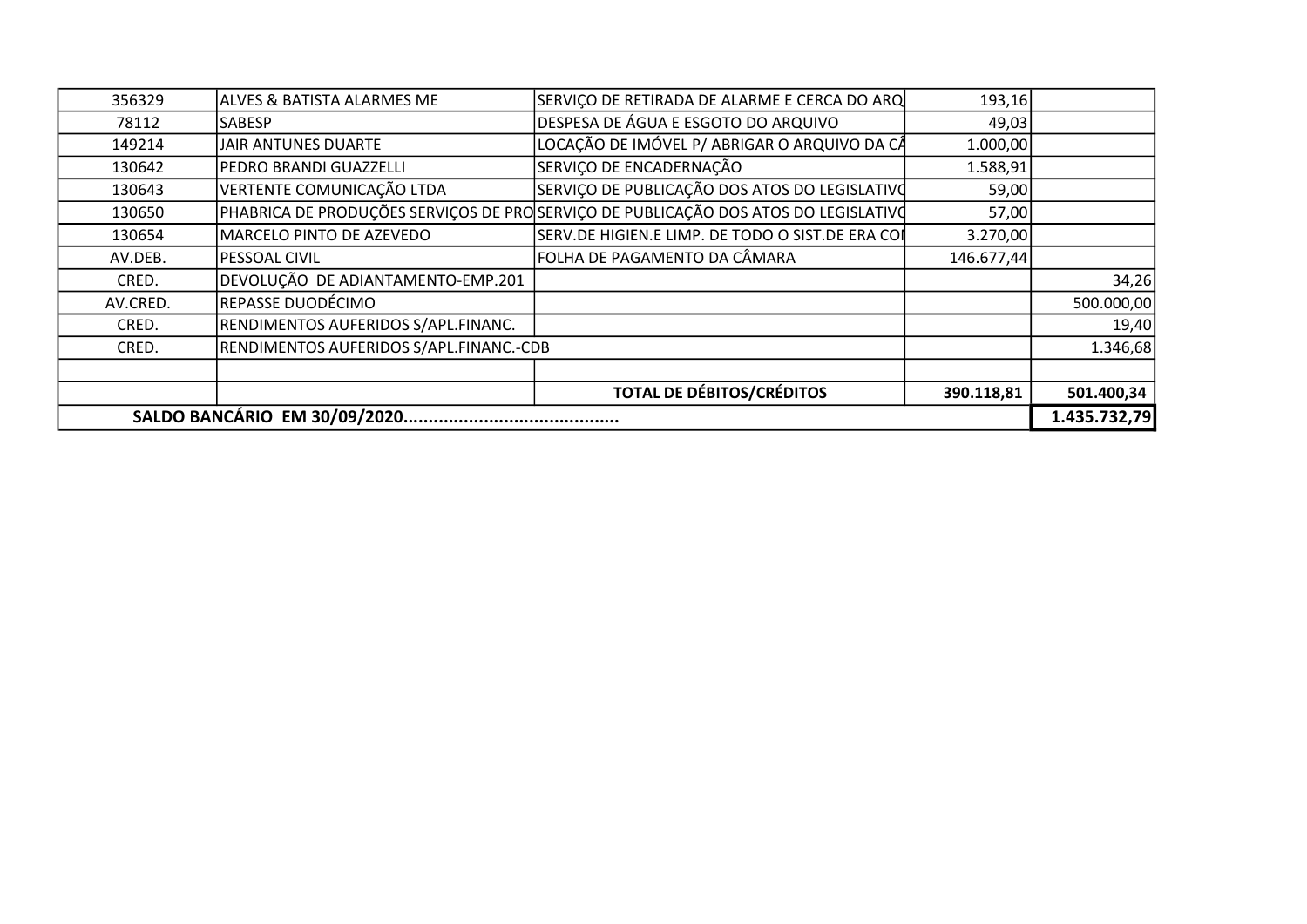| | | | | |
|---|---|---|---|---|
| 356329 | ALVES & BATISTA ALARMES ME | SERVIÇO DE RETIRADA DE ALARME E CERCA DO ARQ | 193,16 | |
| 78112 | SABESP | DESPESA DE ÁGUA E ESGOTO DO ARQUIVO | 49,03 | |
| 149214 | JAIR ANTUNES DUARTE | LOCAÇÃO DE IMÓVEL P/ ABRIGAR O ARQUIVO DA CÂ | 1.000,00 | |
| 130642 | PEDRO BRANDI GUAZZELLI | SERVIÇO DE ENCADERNAÇÃO | 1.588,91 | |
| 130643 | VERTENTE COMUNICAÇÃO LTDA | SERVIÇO DE PUBLICAÇÃO DOS ATOS DO LEGISLATIVO | 59,00 | |
| 130650 | PHABRICA DE PRODUÇÕES SERVIÇOS DE PRO | SERVIÇO DE PUBLICAÇÃO DOS ATOS DO LEGISLATIVO | 57,00 | |
| 130654 | MARCELO PINTO DE AZEVEDO | SERV.DE HIGIEN.E LIMP. DE TODO O SIST.DE ERA CON | 3.270,00 | |
| AV.DEB. | PESSOAL CIVIL | FOLHA DE PAGAMENTO DA CÂMARA | 146.677,44 | |
| CRED. | DEVOLUÇÃO DE ADIANTAMENTO-EMP.201 | | | 34,26 |
| AV.CRED. | REPASSE DUODÉCIMO | | | 500.000,00 |
| CRED. | RENDIMENTOS AUFERIDOS S/APL.FINANC. | | | 19,40 |
| CRED. | RENDIMENTOS AUFERIDOS S/APL.FINANC.-CDB | | | 1.346,68 |
| | | | | |
| | | **TOTAL DE DÉBITOS/CRÉDITOS** | **390.118,81** | **501.400,34** |
| **SALDO BANCÁRIO EM 30/09/2020..........................................** | | | | **1.435.732,79** |